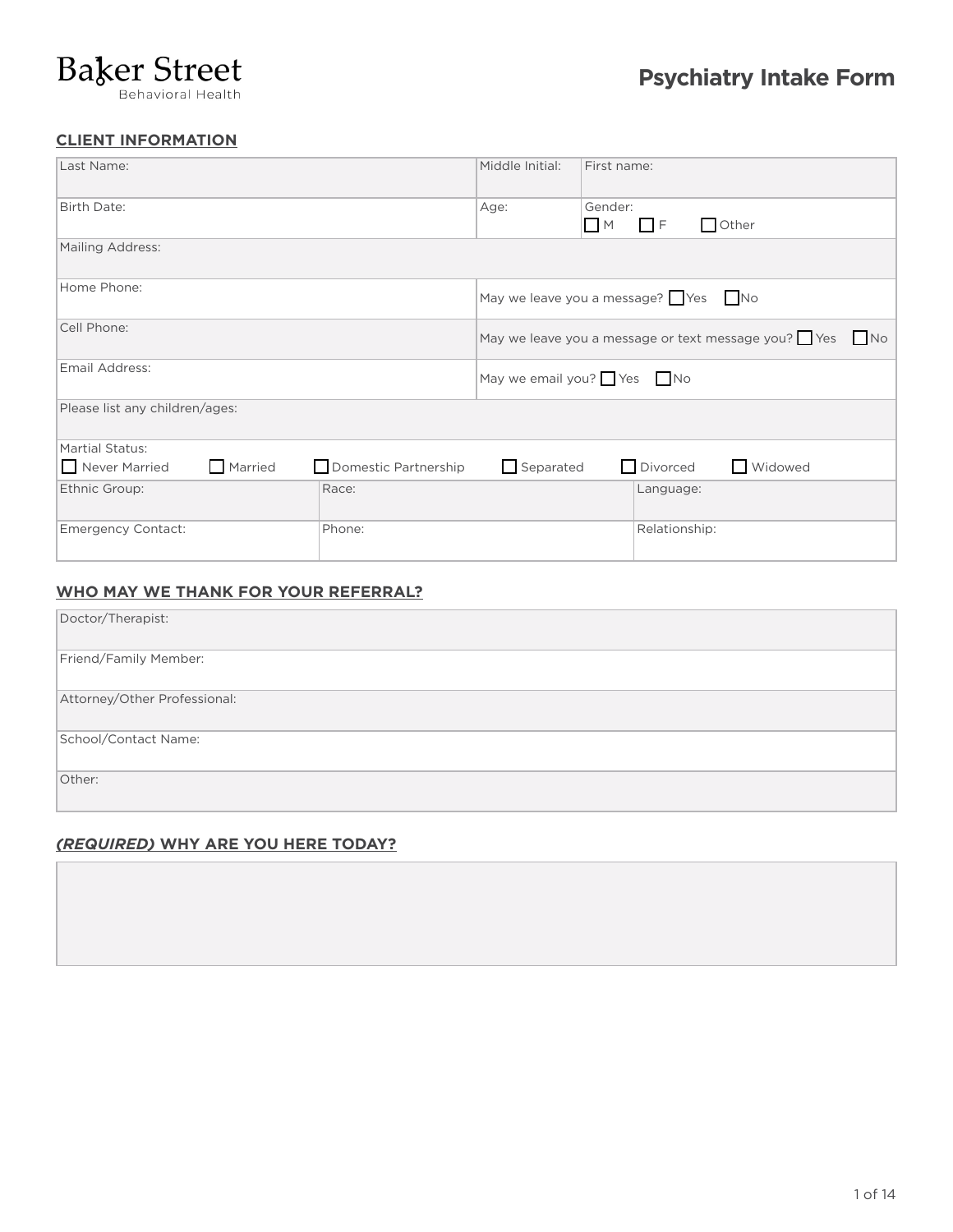Baker Street
Behavioral Health

# Psychiatry Intake Form

## CLIENT INFORMATION

| Last Name: | Middle Initial: | First name: |
|---|---|---|
| Birth Date: | Age: | Gender: ☐ M ☐ F ☐ Other |
| Mailing Address: | | |
| Home Phone: | May we leave you a message? ☐ Yes ☐ No | |
| Cell Phone: | May we leave you a message or text message you? ☐ Yes ☐ No | |
| Email Address: | May we email you? ☐ Yes ☐ No | |
| Please list any children/ages: | | |

Martial Status:
☐ Never Married ☐ Married ☐ Domestic Partnership ☐ Separated ☐ Divorced ☐ Widowed

| Ethnic Group: | Race: | Language: |
|---|---|---|
| Emergency Contact: | Phone: | Relationship: |

## WHO MAY WE THANK FOR YOUR REFERRAL?

| |
|---|
| Doctor/Therapist: |
| Friend/Family Member: |
| Attorney/Other Professional: |
| School/Contact Name: |
| Other: |

## *(REQUIRED)* WHY ARE YOU HERE TODAY?

| |
|---|
| |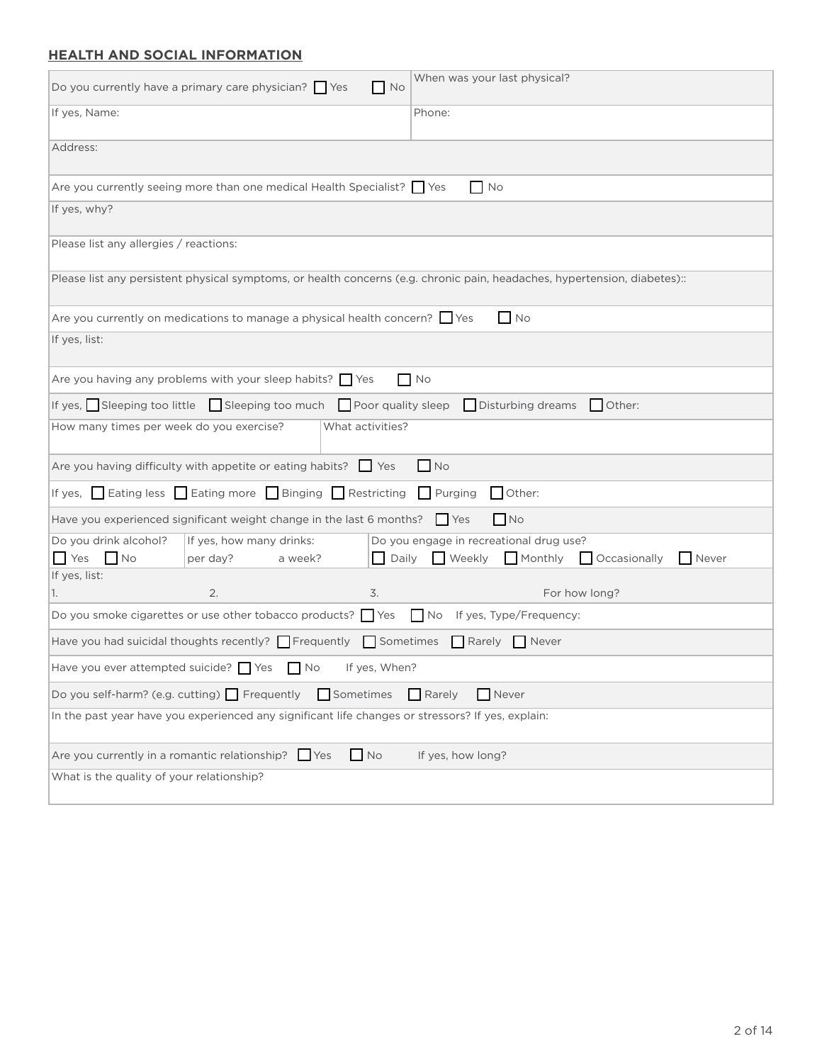## HEALTH AND SOCIAL INFORMATION

| | |
|---|---|
| Do you currently have a primary care physician? ☐ Yes ☐ No | When was your last physical? |
| If yes, Name: | Phone: |
| Address: | |
| Are you currently seeing more than one medical Health Specialist? ☐ Yes ☐ No | |
| If yes, why? | |
| Please list any allergies / reactions: | |
| Please list any persistent physical symptoms, or health concerns (e.g. chronic pain, headaches, hypertension, diabetes):: | |
| Are you currently on medications to manage a physical health concern? ☐ Yes ☐ No | |
| If yes, list: | |
| Are you having any problems with your sleep habits? ☐ Yes ☐ No | |
| If yes, ☐ Sleeping too little ☐ Sleeping too much ☐ Poor quality sleep ☐ Disturbing dreams ☐ Other: | |
| How many times per week do you exercise? | What activities? |
| Are you having difficulty with appetite or eating habits? ☐ Yes ☐ No | |
| If yes, ☐ Eating less ☐ Eating more ☐ Binging ☐ Restricting ☐ Purging ☐ Other: | |
| Have you experienced significant weight change in the last 6 months? ☐ Yes ☐ No | |

| Do you drink alcohol? | If yes, how many drinks: | Do you engage in recreational drug use? |
|---|---|---|
| ☐ Yes ☐ No | per day? a week? | ☐ Daily ☐ Weekly ☐ Monthly ☐ Occasionally ☐ Never |

| If yes, list: | | | |
|---|---|---|---|
| 1. | 2. | 3. | For how long? |

| |
|---|
| Do you smoke cigarettes or use other tobacco products? ☐ Yes ☐ No If yes, Type/Frequency: |
| Have you had suicidal thoughts recently? ☐ Frequently ☐ Sometimes ☐ Rarely ☐ Never |
| Have you ever attempted suicide? ☐ Yes ☐ No If yes, When? |
| Do you self-harm? (e.g. cutting) ☐ Frequently ☐ Sometimes ☐ Rarely ☐ Never |
| In the past year have you experienced any significant life changes or stressors? If yes, explain: |
| Are you currently in a romantic relationship? ☐ Yes ☐ No If yes, how long? |
| What is the quality of your relationship? |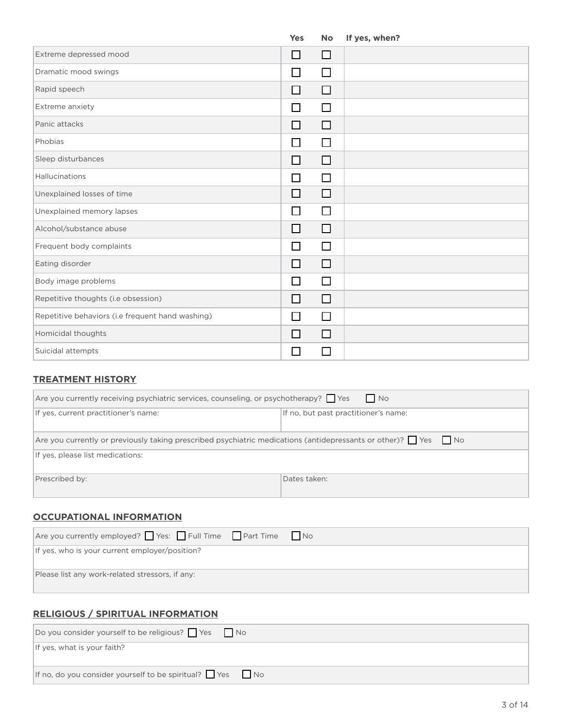| | Yes | No | If yes, when? |
|---|---|---|---|
| Extreme depressed mood | ☐ | ☐ | |
| Dramatic mood swings | ☐ | ☐ | |
| Rapid speech | ☐ | ☐ | |
| Extreme anxiety | ☐ | ☐ | |
| Panic attacks | ☐ | ☐ | |
| Phobias | ☐ | ☐ | |
| Sleep disturbances | ☐ | ☐ | |
| Hallucinations | ☐ | ☐ | |
| Unexplained losses of time | ☐ | ☐ | |
| Unexplained memory lapses | ☐ | ☐ | |
| Alcohol/substance abuse | ☐ | ☐ | |
| Frequent body complaints | ☐ | ☐ | |
| Eating disorder | ☐ | ☐ | |
| Body image problems | ☐ | ☐ | |
| Repetitive thoughts (i.e obsession) | ☐ | ☐ | |
| Repetitive behaviors (i.e frequent hand washing) | ☐ | ☐ | |
| Homicidal thoughts | ☐ | ☐ | |
| Suicidal attempts | ☐ | ☐ | |

## TREATMENT HISTORY

| | |
|---|---|
| Are you currently receiving psychiatric services, counseling, or psychotherapy? ☐ Yes ☐ No | |
| If yes, current practitioner's name: | If no, but past practitioner's name: |
| Are you currently or previously taking prescribed psychiatric medications (antidepressants or other)? ☐ Yes ☐ No | |
| If yes, please list medications: | |
| Prescribed by: | Dates taken: |

## OCCUPATIONAL INFORMATION

| |
|---|
| Are you currently employed? ☐ Yes: ☐ Full Time ☐ Part Time ☐ No |
| If yes, who is your current employer/position? |
| Please list any work-related stressors, if any: |

## RELIGIOUS / SPIRITUAL INFORMATION

| |
|---|
| Do you consider yourself to be religious? ☐ Yes ☐ No |
| If yes, what is your faith? |
| If no, do you consider yourself to be spiritual? ☐ Yes ☐ No |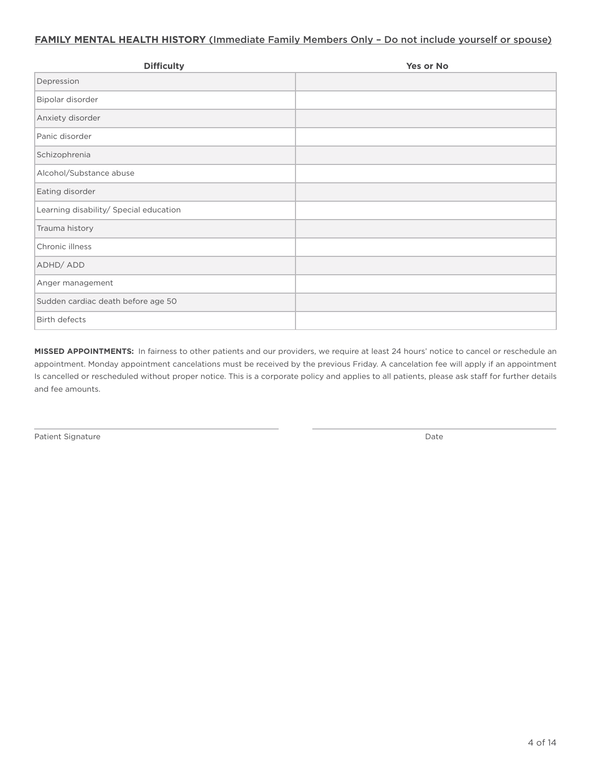**FAMILY MENTAL HEALTH HISTORY** (Immediate Family Members Only – Do not include yourself or spouse)

| Difficulty | Yes or No |
|---|---|
| Depression | |
| Bipolar disorder | |
| Anxiety disorder | |
| Panic disorder | |
| Schizophrenia | |
| Alcohol/Substance abuse | |
| Eating disorder | |
| Learning disability/ Special education | |
| Trauma history | |
| Chronic illness | |
| ADHD/ ADD | |
| Anger management | |
| Sudden cardiac death before age 50 | |
| Birth defects | |

**MISSED APPOINTMENTS:** In fairness to other patients and our providers, we require at least 24 hours' notice to cancel or reschedule an appointment. Monday appointment cancelations must be received by the previous Friday. A cancelation fee will apply if an appointment Is cancelled or rescheduled without proper notice. This is a corporate policy and applies to all patients, please ask staff for further details and fee amounts.

______________________________ Patient Signature

______________________________ Date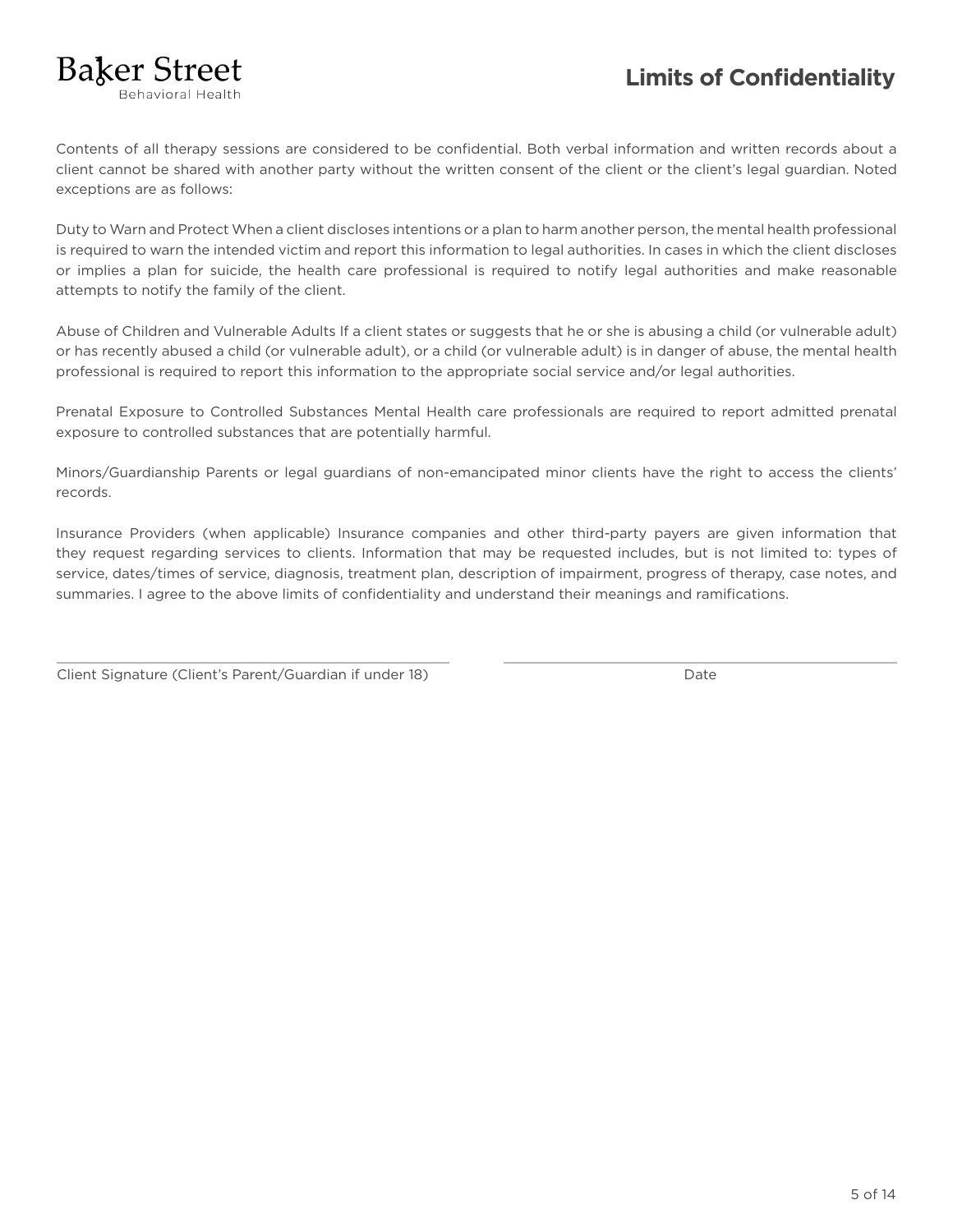# Limits of Confidentiality

Contents of all therapy sessions are considered to be confidential. Both verbal information and written records about a client cannot be shared with another party without the written consent of the client or the client's legal guardian. Noted exceptions are as follows:

Duty to Warn and Protect When a client discloses intentions or a plan to harm another person, the mental health professional is required to warn the intended victim and report this information to legal authorities. In cases in which the client discloses or implies a plan for suicide, the health care professional is required to notify legal authorities and make reasonable attempts to notify the family of the client.

Abuse of Children and Vulnerable Adults If a client states or suggests that he or she is abusing a child (or vulnerable adult) or has recently abused a child (or vulnerable adult), or a child (or vulnerable adult) is in danger of abuse, the mental health professional is required to report this information to the appropriate social service and/or legal authorities.

Prenatal Exposure to Controlled Substances Mental Health care professionals are required to report admitted prenatal exposure to controlled substances that are potentially harmful.

Minors/Guardianship Parents or legal guardians of non-emancipated minor clients have the right to access the clients' records.

Insurance Providers (when applicable) Insurance companies and other third-party payers are given information that they request regarding services to clients. Information that may be requested includes, but is not limited to: types of service, dates/times of service, diagnosis, treatment plan, description of impairment, progress of therapy, case notes, and summaries. I agree to the above limits of confidentiality and understand their meanings and ramifications.

______________________________ ______________________________

Client Signature (Client's Parent/Guardian if under 18) Date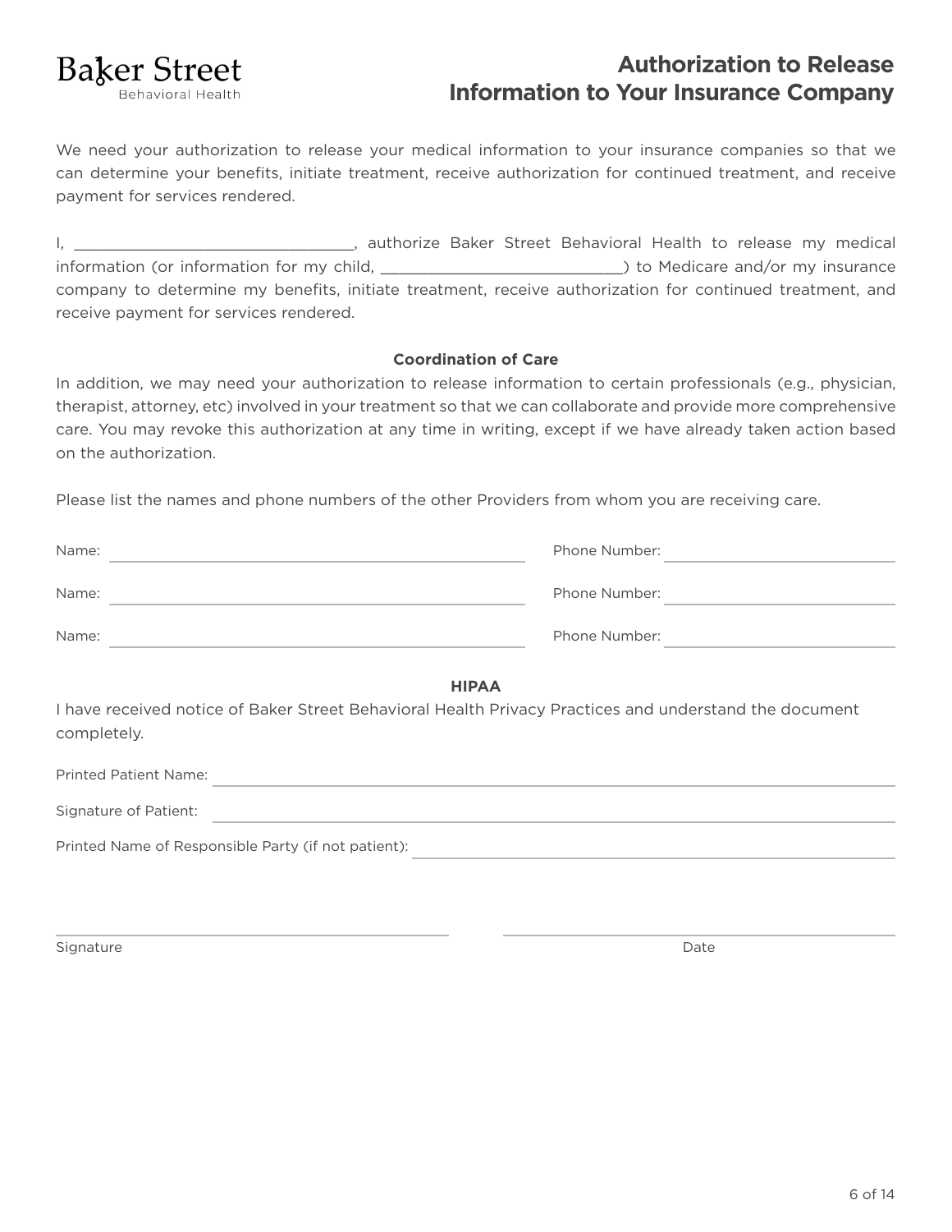Baker Street
Behavioral Health

# Authorization to Release Information to Your Insurance Company

We need your authorization to release your medical information to your insurance companies so that we can determine your benefits, initiate treatment, receive authorization for continued treatment, and receive payment for services rendered.

I, _______________________________, authorize Baker Street Behavioral Health to release my medical information (or information for my child, ___________________________) to Medicare and/or my insurance company to determine my benefits, initiate treatment, receive authorization for continued treatment, and receive payment for services rendered.

**Coordination of Care**

In addition, we may need your authorization to release information to certain professionals (e.g., physician, therapist, attorney, etc) involved in your treatment so that we can collaborate and provide more comprehensive care. You may revoke this authorization at any time in writing, except if we have already taken action based on the authorization.

Please list the names and phone numbers of the other Providers from whom you are receiving care.

Name: ______________________________ Phone Number: ______________________

Name: ______________________________ Phone Number: ______________________

Name: ______________________________ Phone Number: ______________________

**HIPAA**

I have received notice of Baker Street Behavioral Health Privacy Practices and understand the document completely.

Printed Patient Name: ______________________________

Signature of Patient: ______________________________

Printed Name of Responsible Party (if not patient): ______________________________

______________________________ ______________________________

Signature Date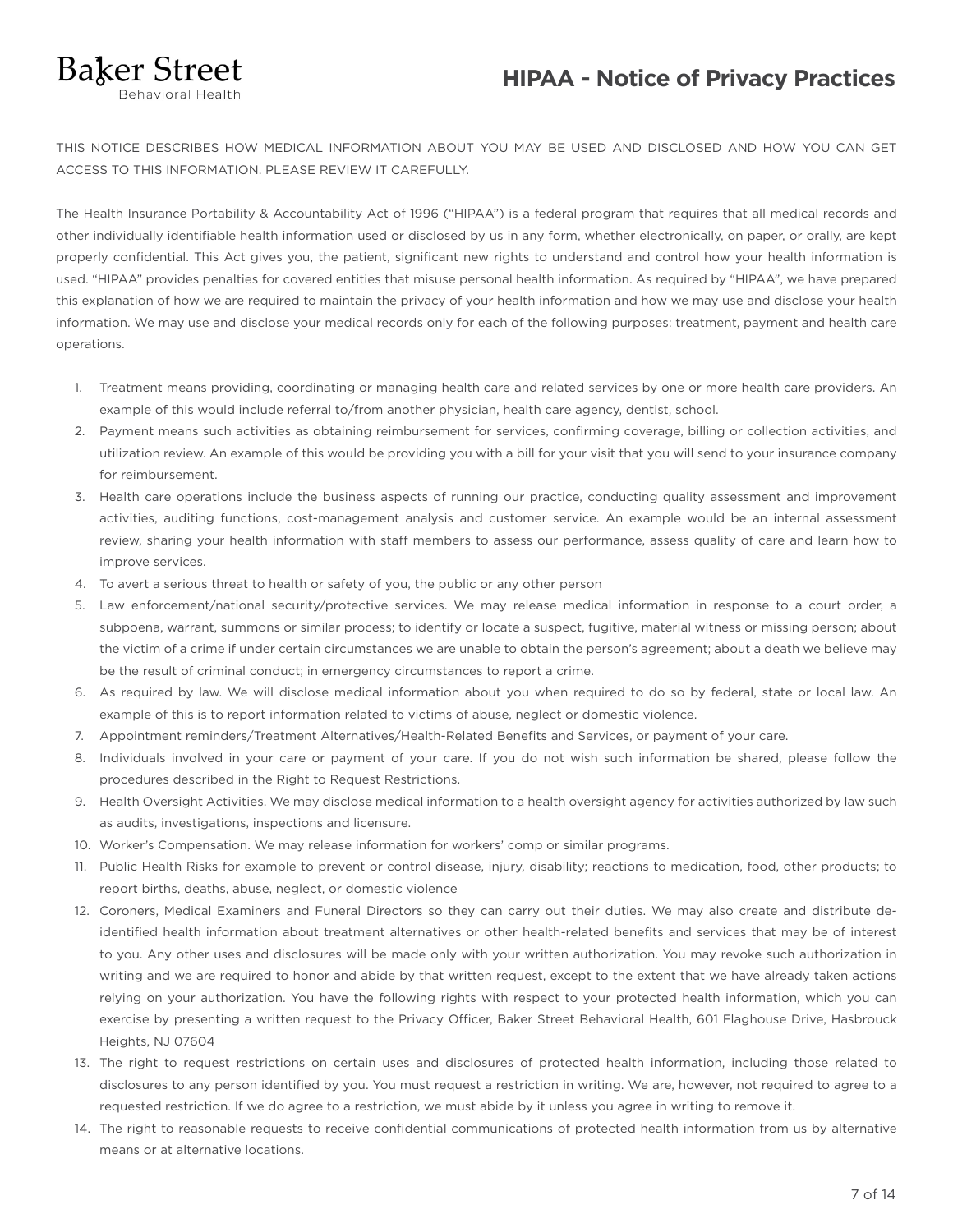Baker Street
Behavioral Health

# HIPAA - Notice of Privacy Practices

THIS NOTICE DESCRIBES HOW MEDICAL INFORMATION ABOUT YOU MAY BE USED AND DISCLOSED AND HOW YOU CAN GET ACCESS TO THIS INFORMATION. PLEASE REVIEW IT CAREFULLY.

The Health Insurance Portability & Accountability Act of 1996 ("HIPAA") is a federal program that requires that all medical records and other individually identifiable health information used or disclosed by us in any form, whether electronically, on paper, or orally, are kept properly confidential. This Act gives you, the patient, significant new rights to understand and control how your health information is used. "HIPAA" provides penalties for covered entities that misuse personal health information. As required by "HIPAA", we have prepared this explanation of how we are required to maintain the privacy of your health information and how we may use and disclose your health information. We may use and disclose your medical records only for each of the following purposes: treatment, payment and health care operations.

1. Treatment means providing, coordinating or managing health care and related services by one or more health care providers. An example of this would include referral to/from another physician, health care agency, dentist, school.
2. Payment means such activities as obtaining reimbursement for services, confirming coverage, billing or collection activities, and utilization review. An example of this would be providing you with a bill for your visit that you will send to your insurance company for reimbursement.
3. Health care operations include the business aspects of running our practice, conducting quality assessment and improvement activities, auditing functions, cost-management analysis and customer service. An example would be an internal assessment review, sharing your health information with staff members to assess our performance, assess quality of care and learn how to improve services.
4. To avert a serious threat to health or safety of you, the public or any other person
5. Law enforcement/national security/protective services. We may release medical information in response to a court order, a subpoena, warrant, summons or similar process; to identify or locate a suspect, fugitive, material witness or missing person; about the victim of a crime if under certain circumstances we are unable to obtain the person's agreement; about a death we believe may be the result of criminal conduct; in emergency circumstances to report a crime.
6. As required by law. We will disclose medical information about you when required to do so by federal, state or local law. An example of this is to report information related to victims of abuse, neglect or domestic violence.
7. Appointment reminders/Treatment Alternatives/Health-Related Benefits and Services, or payment of your care.
8. Individuals involved in your care or payment of your care. If you do not wish such information be shared, please follow the procedures described in the Right to Request Restrictions.
9. Health Oversight Activities. We may disclose medical information to a health oversight agency for activities authorized by law such as audits, investigations, inspections and licensure.
10. Worker's Compensation. We may release information for workers' comp or similar programs.
11. Public Health Risks for example to prevent or control disease, injury, disability; reactions to medication, food, other products; to report births, deaths, abuse, neglect, or domestic violence
12. Coroners, Medical Examiners and Funeral Directors so they can carry out their duties. We may also create and distribute de-identified health information about treatment alternatives or other health-related benefits and services that may be of interest to you. Any other uses and disclosures will be made only with your written authorization. You may revoke such authorization in writing and we are required to honor and abide by that written request, except to the extent that we have already taken actions relying on your authorization. You have the following rights with respect to your protected health information, which you can exercise by presenting a written request to the Privacy Officer, Baker Street Behavioral Health, 601 Flaghouse Drive, Hasbrouck Heights, NJ 07604
13. The right to request restrictions on certain uses and disclosures of protected health information, including those related to disclosures to any person identified by you. You must request a restriction in writing. We are, however, not required to agree to a requested restriction. If we do agree to a restriction, we must abide by it unless you agree in writing to remove it.
14. The right to reasonable requests to receive confidential communications of protected health information from us by alternative means or at alternative locations.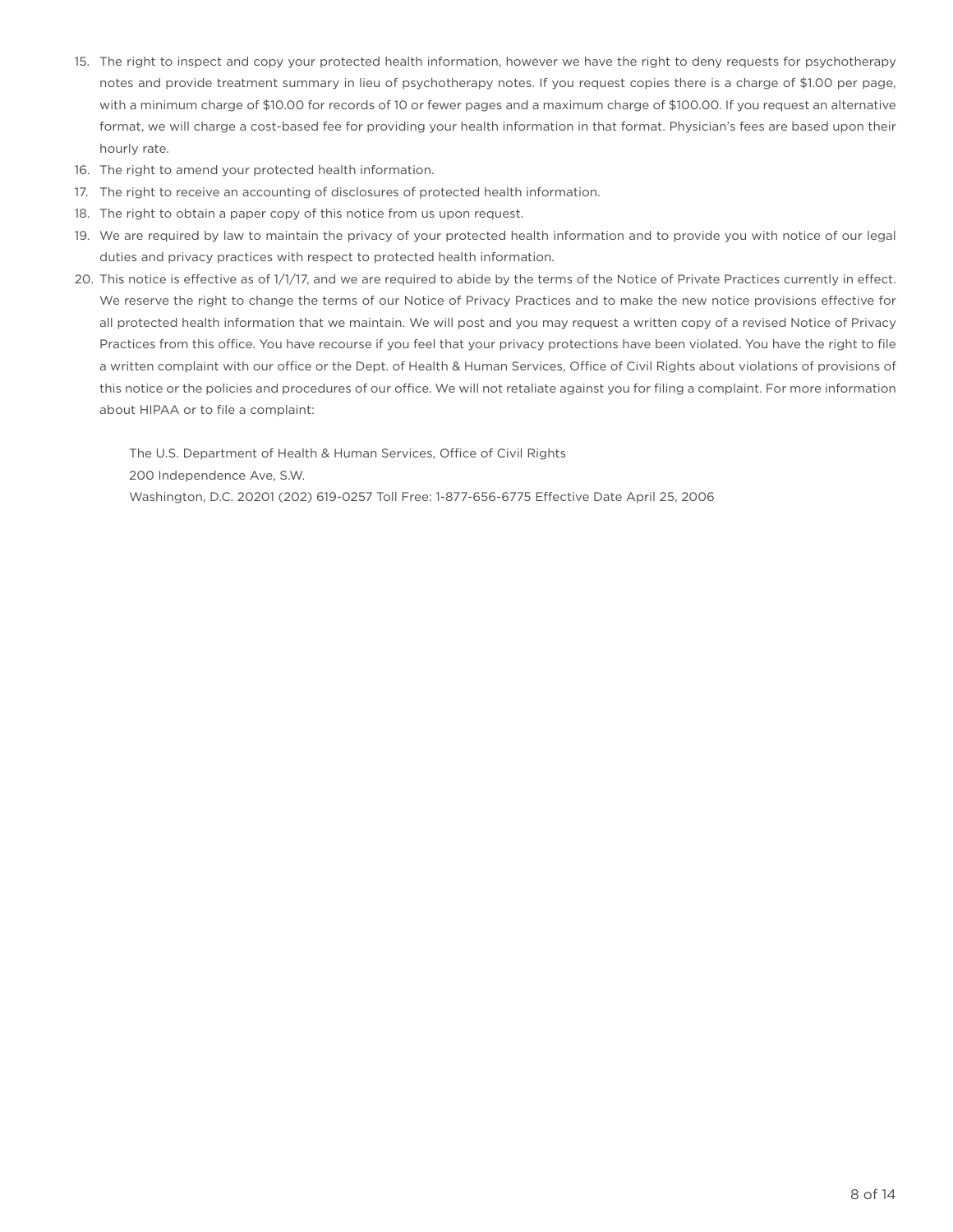15. The right to inspect and copy your protected health information, however we have the right to deny requests for psychotherapy notes and provide treatment summary in lieu of psychotherapy notes. If you request copies there is a charge of $1.00 per page, with a minimum charge of $10.00 for records of 10 or fewer pages and a maximum charge of $100.00. If you request an alternative format, we will charge a cost-based fee for providing your health information in that format. Physician's fees are based upon their hourly rate.
16. The right to amend your protected health information.
17. The right to receive an accounting of disclosures of protected health information.
18. The right to obtain a paper copy of this notice from us upon request.
19. We are required by law to maintain the privacy of your protected health information and to provide you with notice of our legal duties and privacy practices with respect to protected health information.
20. This notice is effective as of 1/1/17, and we are required to abide by the terms of the Notice of Private Practices currently in effect. We reserve the right to change the terms of our Notice of Privacy Practices and to make the new notice provisions effective for all protected health information that we maintain. We will post and you may request a written copy of a revised Notice of Privacy Practices from this office. You have recourse if you feel that your privacy protections have been violated. You have the right to file a written complaint with our office or the Dept. of Health & Human Services, Office of Civil Rights about violations of provisions of this notice or the policies and procedures of our office. We will not retaliate against you for filing a complaint. For more information about HIPAA or to file a complaint:

    The U.S. Department of Health & Human Services, Office of Civil Rights  
    200 Independence Ave, S.W.  
    Washington, D.C. 20201 (202) 619-0257 Toll Free: 1-877-656-6775 Effective Date April 25, 2006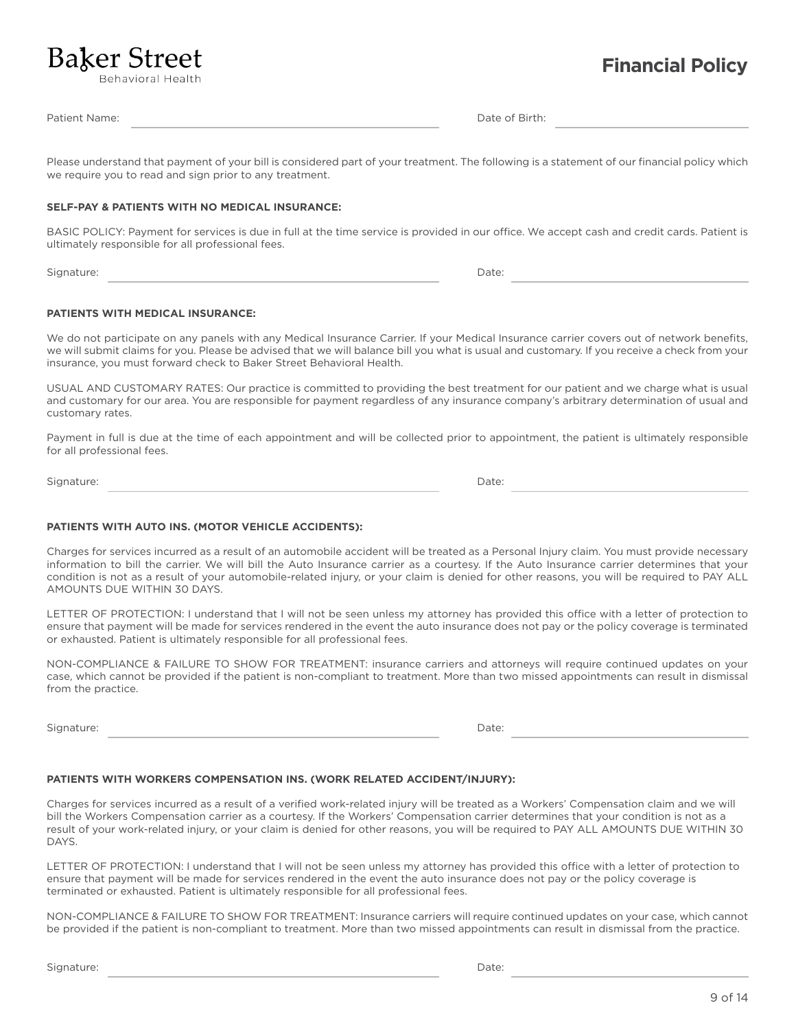Baker Street
Behavioral Health

# Financial Policy

Patient Name: ______________________________ Date of Birth: ____________________

Please understand that payment of your bill is considered part of your treatment. The following is a statement of our financial policy which we require you to read and sign prior to any treatment.

**SELF-PAY & PATIENTS WITH NO MEDICAL INSURANCE:**

BASIC POLICY: Payment for services is due in full at the time service is provided in our office. We accept cash and credit cards. Patient is ultimately responsible for all professional fees.

Signature: ______________________________ Date: ____________________

**PATIENTS WITH MEDICAL INSURANCE:**

We do not participate on any panels with any Medical Insurance Carrier. If your Medical Insurance carrier covers out of network benefits, we will submit claims for you. Please be advised that we will balance bill you what is usual and customary. If you receive a check from your insurance, you must forward check to Baker Street Behavioral Health.

USUAL AND CUSTOMARY RATES: Our practice is committed to providing the best treatment for our patient and we charge what is usual and customary for our area. You are responsible for payment regardless of any insurance company's arbitrary determination of usual and customary rates.

Payment in full is due at the time of each appointment and will be collected prior to appointment, the patient is ultimately responsible for all professional fees.

Signature: ______________________________ Date: ____________________

**PATIENTS WITH AUTO INS. (MOTOR VEHICLE ACCIDENTS):**

Charges for services incurred as a result of an automobile accident will be treated as a Personal Injury claim. You must provide necessary information to bill the carrier. We will bill the Auto Insurance carrier as a courtesy. If the Auto Insurance carrier determines that your condition is not as a result of your automobile-related injury, or your claim is denied for other reasons, you will be required to PAY ALL AMOUNTS DUE WITHIN 30 DAYS.

LETTER OF PROTECTION: I understand that I will not be seen unless my attorney has provided this office with a letter of protection to ensure that payment will be made for services rendered in the event the auto insurance does not pay or the policy coverage is terminated or exhausted. Patient is ultimately responsible for all professional fees.

NON-COMPLIANCE & FAILURE TO SHOW FOR TREATMENT: insurance carriers and attorneys will require continued updates on your case, which cannot be provided if the patient is non-compliant to treatment. More than two missed appointments can result in dismissal from the practice.

Signature: ______________________________ Date: ____________________

**PATIENTS WITH WORKERS COMPENSATION INS. (WORK RELATED ACCIDENT/INJURY):**

Charges for services incurred as a result of a verified work-related injury will be treated as a Workers' Compensation claim and we will bill the Workers Compensation carrier as a courtesy. If the Workers' Compensation carrier determines that your condition is not as a result of your work-related injury, or your claim is denied for other reasons, you will be required to PAY ALL AMOUNTS DUE WITHIN 30 DAYS.

LETTER OF PROTECTION: I understand that I will not be seen unless my attorney has provided this office with a letter of protection to ensure that payment will be made for services rendered in the event the auto insurance does not pay or the policy coverage is terminated or exhausted. Patient is ultimately responsible for all professional fees.

NON-COMPLIANCE & FAILURE TO SHOW FOR TREATMENT: Insurance carriers will require continued updates on your case, which cannot be provided if the patient is non-compliant to treatment. More than two missed appointments can result in dismissal from the practice.

Signature: ______________________________ Date: ____________________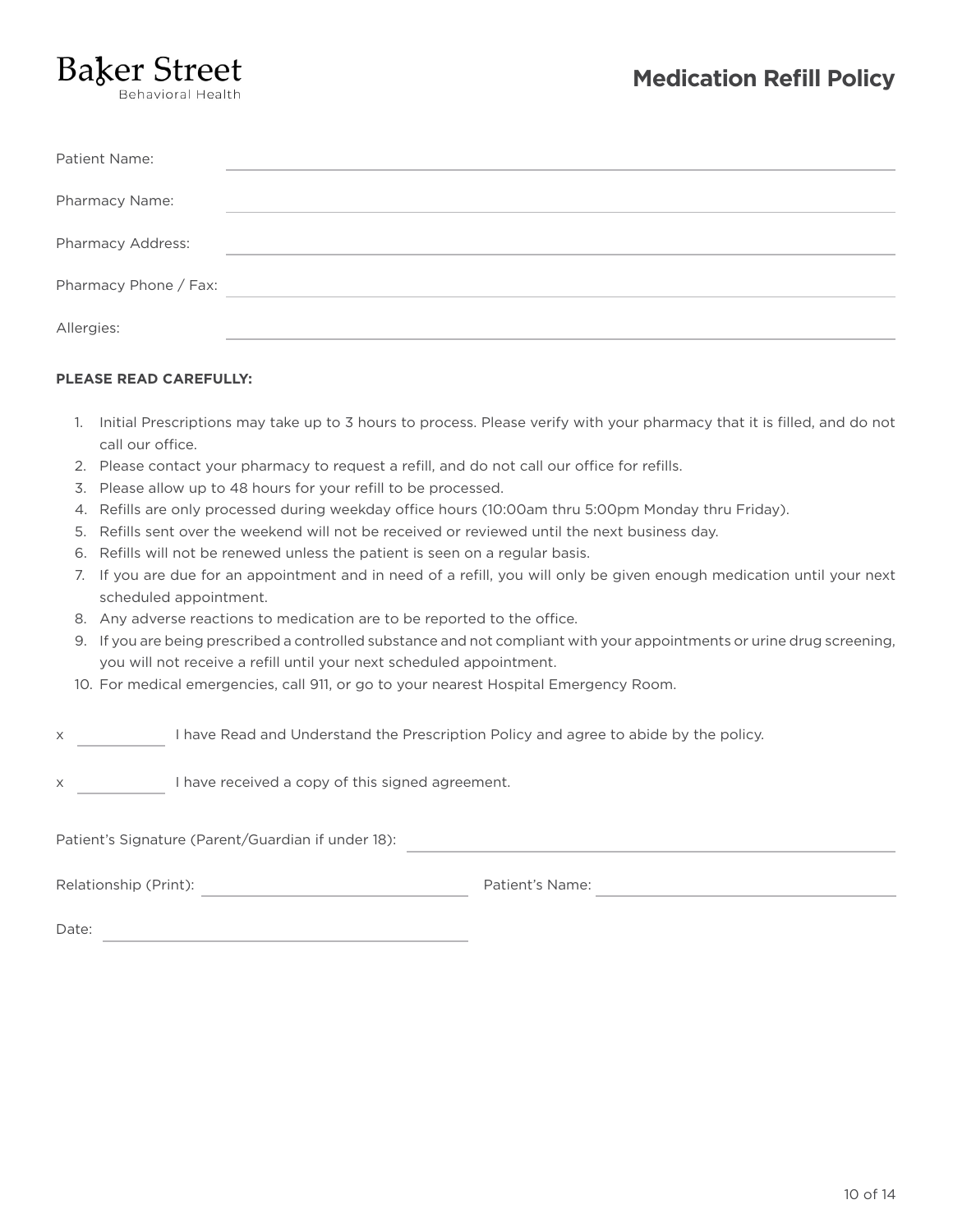Baker Street
Behavioral Health

# Medication Refill Policy

Patient Name: ______________________________

Pharmacy Name: ______________________________

Pharmacy Address: ______________________________

Pharmacy Phone / Fax: ______________________________

Allergies: ______________________________

**PLEASE READ CAREFULLY:**

1. Initial Prescriptions may take up to 3 hours to process. Please verify with your pharmacy that it is filled, and do not call our office.
2. Please contact your pharmacy to request a refill, and do not call our office for refills.
3. Please allow up to 48 hours for your refill to be processed.
4. Refills are only processed during weekday office hours (10:00am thru 5:00pm Monday thru Friday).
5. Refills sent over the weekend will not be received or reviewed until the next business day.
6. Refills will not be renewed unless the patient is seen on a regular basis.
7. If you are due for an appointment and in need of a refill, you will only be given enough medication until your next scheduled appointment.
8. Any adverse reactions to medication are to be reported to the office.
9. If you are being prescribed a controlled substance and not compliant with your appointments or urine drug screening, you will not receive a refill until your next scheduled appointment.
10. For medical emergencies, call 911, or go to your nearest Hospital Emergency Room.

x __________ I have Read and Understand the Prescription Policy and agree to abide by the policy.

x __________ I have received a copy of this signed agreement.

Patient's Signature (Parent/Guardian if under 18): ______________________________

Relationship (Print): ______________________ Patient's Name: ______________________

Date: ______________________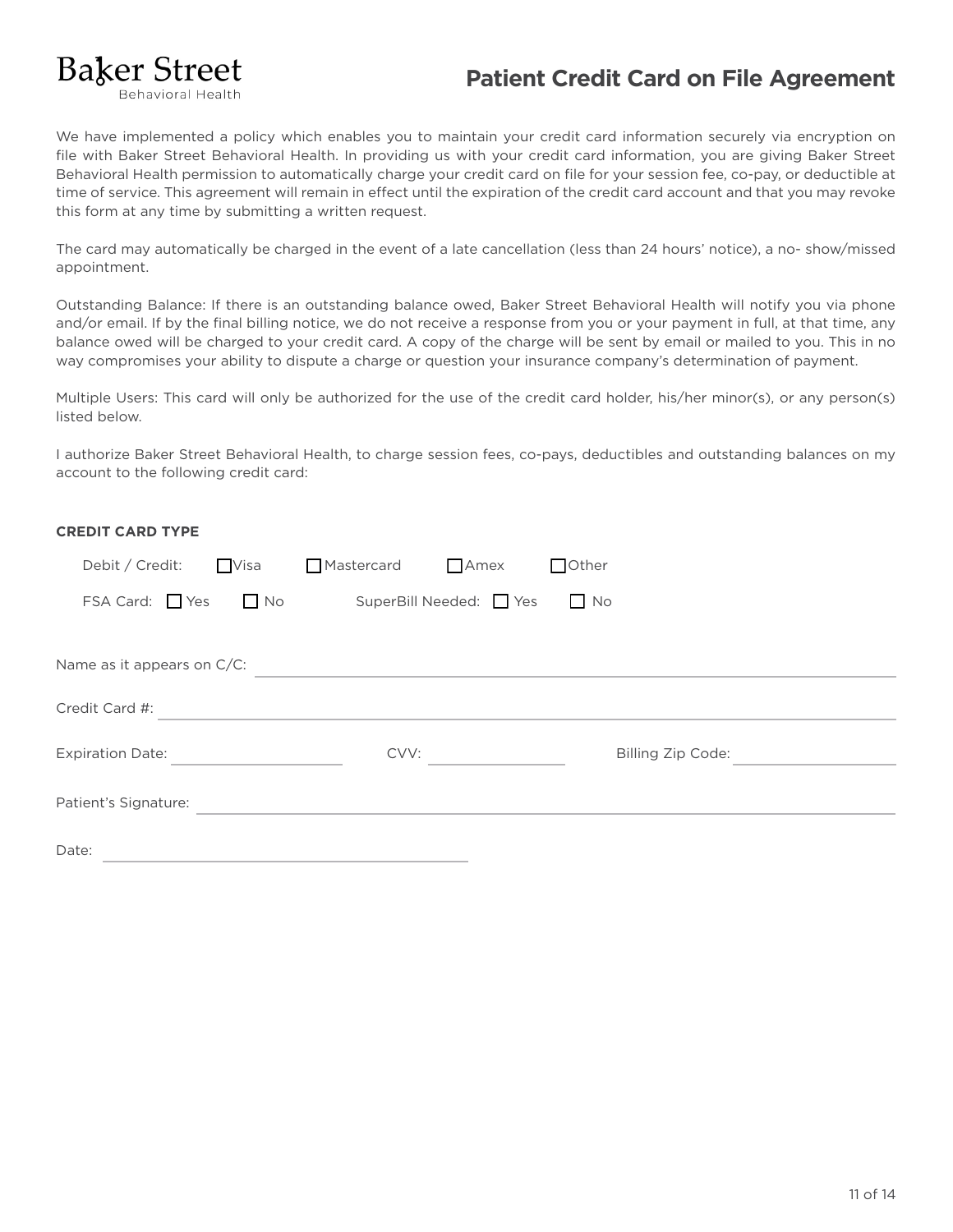Baker Street
Behavioral Health

# Patient Credit Card on File Agreement

We have implemented a policy which enables you to maintain your credit card information securely via encryption on file with Baker Street Behavioral Health. In providing us with your credit card information, you are giving Baker Street Behavioral Health permission to automatically charge your credit card on file for your session fee, co-pay, or deductible at time of service. This agreement will remain in effect until the expiration of the credit card account and that you may revoke this form at any time by submitting a written request.

The card may automatically be charged in the event of a late cancellation (less than 24 hours' notice), a no- show/missed appointment.

Outstanding Balance: If there is an outstanding balance owed, Baker Street Behavioral Health will notify you via phone and/or email. If by the final billing notice, we do not receive a response from you or your payment in full, at that time, any balance owed will be charged to your credit card. A copy of the charge will be sent by email or mailed to you. This in no way compromises your ability to dispute a charge or question your insurance company's determination of payment.

Multiple Users: This card will only be authorized for the use of the credit card holder, his/her minor(s), or any person(s) listed below.

I authorize Baker Street Behavioral Health, to charge session fees, co-pays, deductibles and outstanding balances on my account to the following credit card:

**CREDIT CARD TYPE**

Debit / Credit: ☐ Visa ☐ Mastercard ☐ Amex ☐ Other

FSA Card: ☐ Yes ☐ No SuperBill Needed: ☐ Yes ☐ No

Name as it appears on C/C: ____________________

Credit Card #: ____________________

Expiration Date: __________ CVV: __________ Billing Zip Code: __________

Patient's Signature: ____________________

Date: ____________________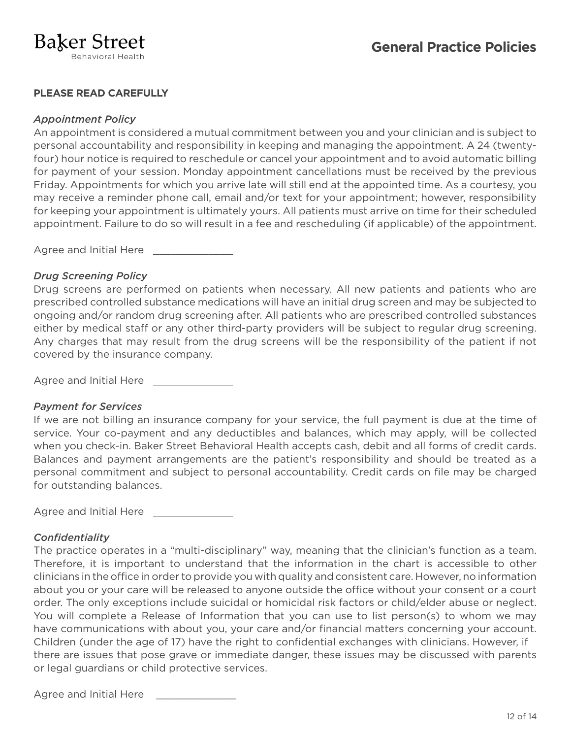Baker Street
Behavioral Health

# General Practice Policies

**PLEASE READ CAREFULLY**

*Appointment Policy*

An appointment is considered a mutual commitment between you and your clinician and is subject to personal accountability and responsibility in keeping and managing the appointment. A 24 (twenty-four) hour notice is required to reschedule or cancel your appointment and to avoid automatic billing for payment of your session. Monday appointment cancellations must be received by the previous Friday. Appointments for which you arrive late will still end at the appointed time. As a courtesy, you may receive a reminder phone call, email and/or text for your appointment; however, responsibility for keeping your appointment is ultimately yours. All patients must arrive on time for their scheduled appointment. Failure to do so will result in a fee and rescheduling (if applicable) of the appointment.

Agree and Initial Here ______________

*Drug Screening Policy*

Drug screens are performed on patients when necessary. All new patients and patients who are prescribed controlled substance medications will have an initial drug screen and may be subjected to ongoing and/or random drug screening after. All patients who are prescribed controlled substances either by medical staff or any other third-party providers will be subject to regular drug screening. Any charges that may result from the drug screens will be the responsibility of the patient if not covered by the insurance company.

Agree and Initial Here ______________

*Payment for Services*

If we are not billing an insurance company for your service, the full payment is due at the time of service. Your co-payment and any deductibles and balances, which may apply, will be collected when you check-in. Baker Street Behavioral Health accepts cash, debit and all forms of credit cards. Balances and payment arrangements are the patient's responsibility and should be treated as a personal commitment and subject to personal accountability. Credit cards on file may be charged for outstanding balances.

Agree and Initial Here ______________

*Confidentiality*

The practice operates in a "multi-disciplinary" way, meaning that the clinician's function as a team. Therefore, it is important to understand that the information in the chart is accessible to other clinicians in the office in order to provide you with quality and consistent care. However, no information about you or your care will be released to anyone outside the office without your consent or a court order. The only exceptions include suicidal or homicidal risk factors or child/elder abuse or neglect. You will complete a Release of Information that you can use to list person(s) to whom we may have communications with about you, your care and/or financial matters concerning your account. Children (under the age of 17) have the right to confidential exchanges with clinicians. However, if there are issues that pose grave or immediate danger, these issues may be discussed with parents or legal guardians or child protective services.

Agree and Initial Here ______________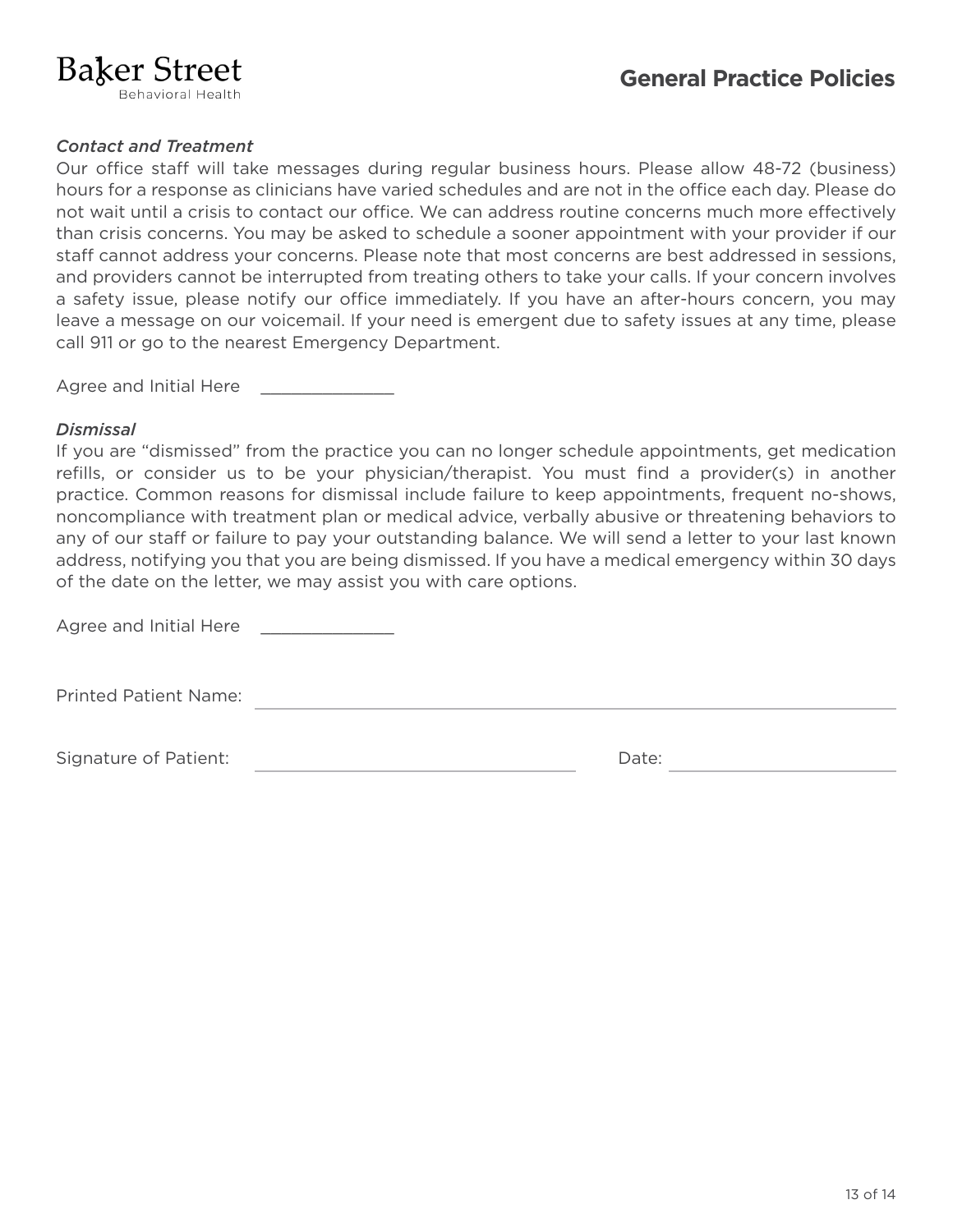Baker Street
Behavioral Health

# General Practice Policies

*Contact and Treatment*

Our office staff will take messages during regular business hours. Please allow 48-72 (business) hours for a response as clinicians have varied schedules and are not in the office each day. Please do not wait until a crisis to contact our office. We can address routine concerns much more effectively than crisis concerns. You may be asked to schedule a sooner appointment with your provider if our staff cannot address your concerns. Please note that most concerns are best addressed in sessions, and providers cannot be interrupted from treating others to take your calls. If your concern involves a safety issue, please notify our office immediately. If you have an after-hours concern, you may leave a message on our voicemail. If your need is emergent due to safety issues at any time, please call 911 or go to the nearest Emergency Department.

Agree and Initial Here ____________

*Dismissal*

If you are "dismissed" from the practice you can no longer schedule appointments, get medication refills, or consider us to be your physician/therapist. You must find a provider(s) in another practice. Common reasons for dismissal include failure to keep appointments, frequent no-shows, noncompliance with treatment plan or medical advice, verbally abusive or threatening behaviors to any of our staff or failure to pay your outstanding balance. We will send a letter to your last known address, notifying you that you are being dismissed. If you have a medical emergency within 30 days of the date on the letter, we may assist you with care options.

Agree and Initial Here ____________

Printed Patient Name: ______________________________________________

Signature of Patient: ____________________________ Date: ____________________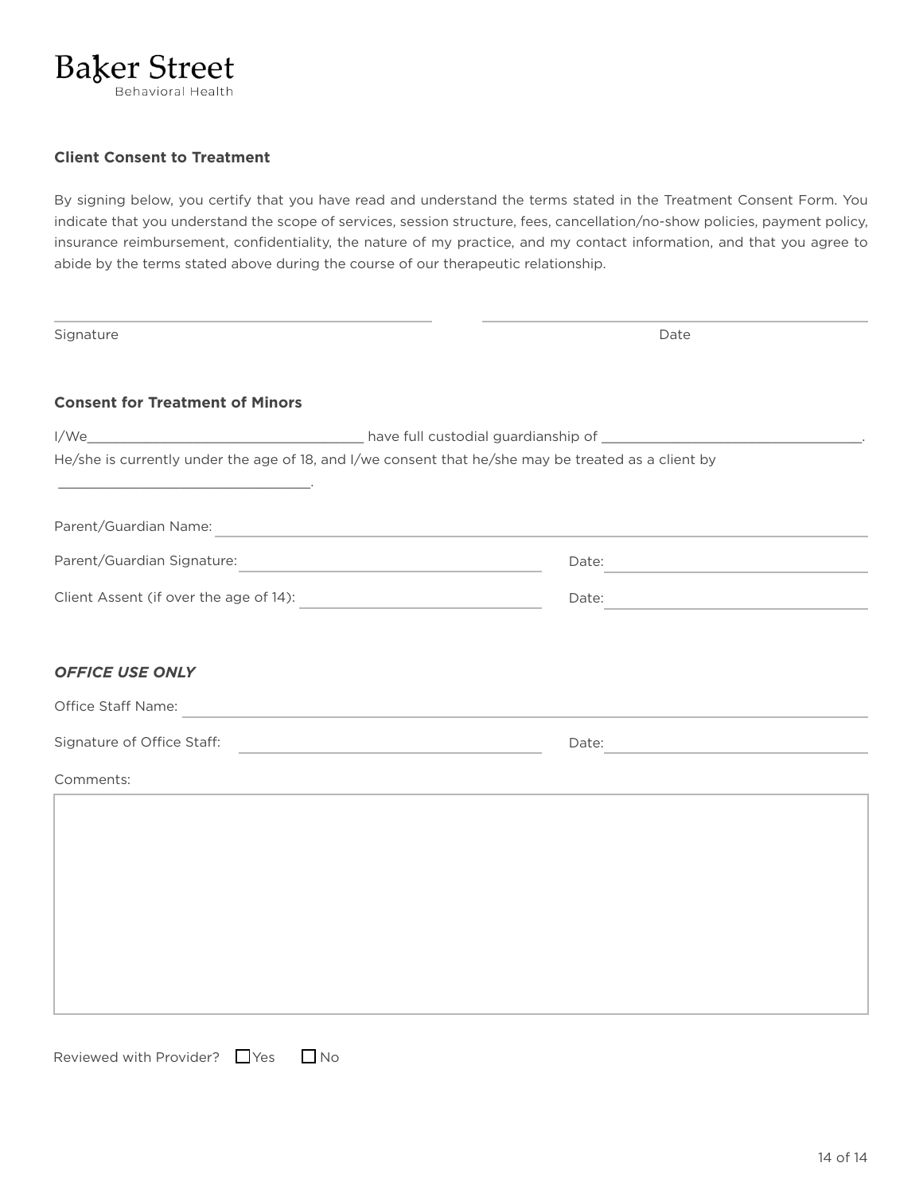Baker Street
Behavioral Health

**Client Consent to Treatment**

By signing below, you certify that you have read and understand the terms stated in the Treatment Consent Form. You indicate that you understand the scope of services, session structure, fees, cancellation/no-show policies, payment policy, insurance reimbursement, confidentiality, the nature of my practice, and my contact information, and that you agree to abide by the terms stated above during the course of our therapeutic relationship.

Signature: ______________________________ Date: ______________________________

**Consent for Treatment of Minors**

I/We____________________________________ have full custodial guardianship of __________________________________. He/she is currently under the age of 18, and I/we consent that he/she may be treated as a client by __________________________________.

Parent/Guardian Name: ______________________________

Parent/Guardian Signature: ______________________________ Date: ______________________________

Client Assent (if over the age of 14): ______________________________ Date: ______________________________

***OFFICE USE ONLY***

Office Staff Name: ______________________________

Signature of Office Staff: ______________________________ Date: ______________________________

Comments:

Reviewed with Provider? ☐ Yes ☐ No